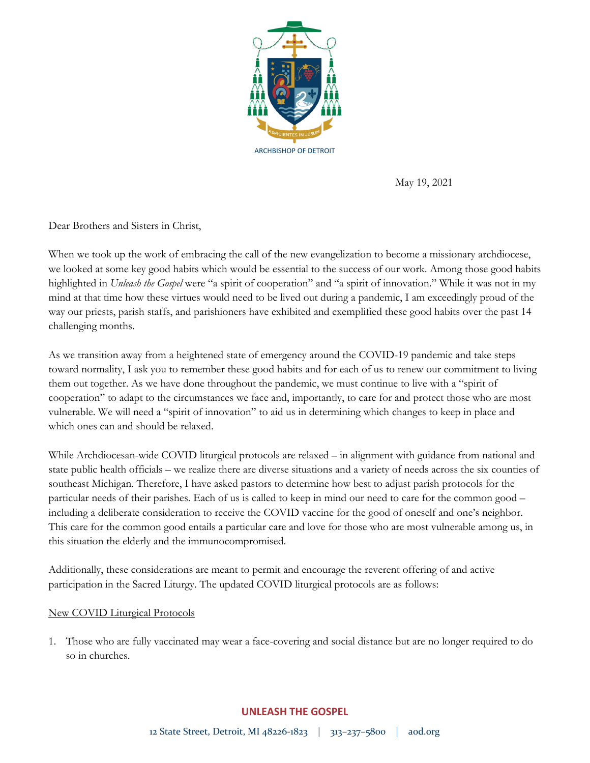ARCHBISHOP OF DETROIT

May 19, 2021

Dear Brothers and Sisters in Christ,

When we took up the work of embracing the call of the new evangelization to become a missionary archdiocese, we looked at some key good habits which would be essential to the success of our work. Among those good habits highlighted in *Unleash the Gospel* were "a spirit of cooperation" and "a spirit of innovation." While it was not in my mind at that time how these virtues would need to be lived out during a pandemic, I am exceedingly proud of the way our priests, parish staffs, and parishioners have exhibited and exemplified these good habits over the past 14 challenging months.

As we transition away from a heightened state of emergency around the COVID-19 pandemic and take steps toward normality, I ask you to remember these good habits and for each of us to renew our commitment to living them out together. As we have done throughout the pandemic, we must continue to live with a "spirit of cooperation" to adapt to the circumstances we face and, importantly, to care for and protect those who are most vulnerable. We will need a "spirit of innovation" to aid us in determining which changes to keep in place and which ones can and should be relaxed.

While Archdiocesan-wide COVID liturgical protocols are relaxed – in alignment with guidance from national and state public health officials – we realize there are diverse situations and a variety of needs across the six counties of southeast Michigan. Therefore, I have asked pastors to determine how best to adjust parish protocols for the particular needs of their parishes. Each of us is called to keep in mind our need to care for the common good – including a deliberate consideration to receive the COVID vaccine for the good of oneself and one's neighbor. This care for the common good entails a particular care and love for those who are most vulnerable among us, in this situation the elderly and the immunocompromised.

Additionally, these considerations are meant to permit and encourage the reverent offering of and active participation in the Sacred Liturgy. The updated COVID liturgical protocols are as follows:

<u>New COVID Liturgical Protocols</u>

1. Those who are fully vaccinated may wear a face-covering and social distance but are no longer required to do so in churches.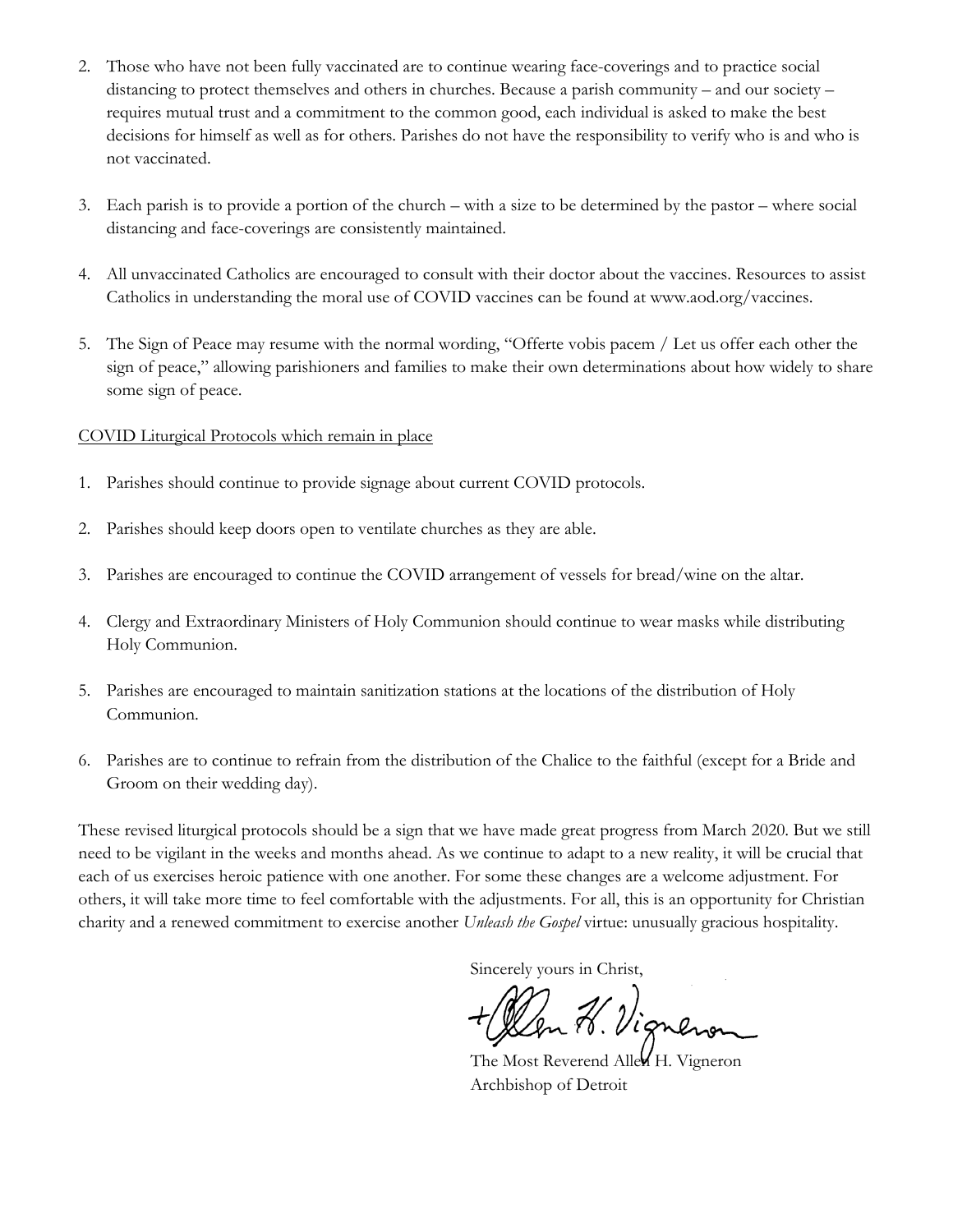2. Those who have not been fully vaccinated are to continue wearing face-coverings and to practice social distancing to protect themselves and others in churches. Because a parish community – and our society – requires mutual trust and a commitment to the common good, each individual is asked to make the best decisions for himself as well as for others. Parishes do not have the responsibility to verify who is and who is not vaccinated.

3. Each parish is to provide a portion of the church – with a size to be determined by the pastor – where social distancing and face-coverings are consistently maintained.

4. All unvaccinated Catholics are encouraged to consult with their doctor about the vaccines. Resources to assist Catholics in understanding the moral use of COVID vaccines can be found at www.aod.org/vaccines.

5. The Sign of Peace may resume with the normal wording, "Offerte vobis pacem / Let us offer each other the sign of peace," allowing parishioners and families to make their own determinations about how widely to share some sign of peace.

<u>COVID Liturgical Protocols which remain in place</u>

1. Parishes should continue to provide signage about current COVID protocols.

2. Parishes should keep doors open to ventilate churches as they are able.

3. Parishes are encouraged to continue the COVID arrangement of vessels for bread/wine on the altar.

4. Clergy and Extraordinary Ministers of Holy Communion should continue to wear masks while distributing Holy Communion.

5. Parishes are encouraged to maintain sanitization stations at the locations of the distribution of Holy Communion.

6. Parishes are to continue to refrain from the distribution of the Chalice to the faithful (except for a Bride and Groom on their wedding day).

These revised liturgical protocols should be a sign that we have made great progress from March 2020. But we still need to be vigilant in the weeks and months ahead. As we continue to adapt to a new reality, it will be crucial that each of us exercises heroic patience with one another. For some these changes are a welcome adjustment. For others, it will take more time to feel comfortable with the adjustments. For all, this is an opportunity for Christian charity and a renewed commitment to exercise another *Unleash the Gospel* virtue: unusually gracious hospitality.

Sincerely yours in Christ,

+Allen H. Vigneron

The Most Reverend Allen H. Vigneron
Archbishop of Detroit